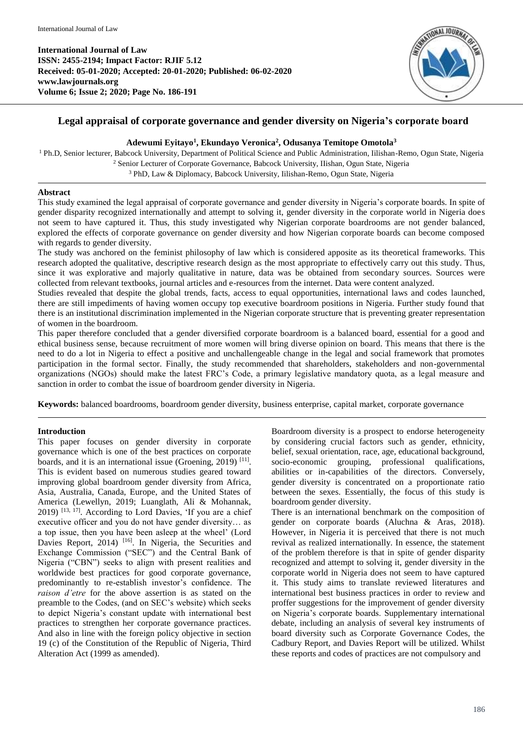**International Journal of Law**
**ISSN: 2455-2194; Impact Factor: RJIF 5.12**
**Received: 05-01-2020; Accepted: 20-01-2020; Published: 06-02-2020**
**www.lawjournals.org**
**Volume 6; Issue 2; 2020; Page No. 186-191**

# Legal appraisal of corporate governance and gender diversity on Nigeria's corporate board

**Adewumi Eyitayo[1], Ekundayo Veronica[2], Odusanya Temitope Omotola[3]**

[1] Ph.D, Senior lecturer, Babcock University, Department of Political Science and Public Administration, Iilishan-Remo, Ogun State, Nigeria
[2] Senior Lecturer of Corporate Governance, Babcock University, IIishan, Ogun State, Nigeria
[3] PhD, Law & Diplomacy, Babcock University, Iilishan-Remo, Ogun State, Nigeria

## Abstract

This study examined the legal appraisal of corporate governance and gender diversity in Nigeria's corporate boards. In spite of gender disparity recognized internationally and attempt to solving it, gender diversity in the corporate world in Nigeria does not seem to have captured it. Thus, this study investigated why Nigerian corporate boardrooms are not gender balanced, explored the effects of corporate governance on gender diversity and how Nigerian corporate boards can become composed with regards to gender diversity.

The study was anchored on the feminist philosophy of law which is considered apposite as its theoretical frameworks. This research adopted the qualitative, descriptive research design as the most appropriate to effectively carry out this study. Thus, since it was explorative and majorly qualitative in nature, data was be obtained from secondary sources. Sources were collected from relevant textbooks, journal articles and e-resources from the internet. Data were content analyzed.

Studies revealed that despite the global trends, facts, access to equal opportunities, international laws and codes launched, there are still impediments of having women occupy top executive boardroom positions in Nigeria. Further study found that there is an institutional discrimination implemented in the Nigerian corporate structure that is preventing greater representation of women in the boardroom.

This paper therefore concluded that a gender diversified corporate boardroom is a balanced board, essential for a good and ethical business sense, because recruitment of more women will bring diverse opinion on board. This means that there is the need to do a lot in Nigeria to effect a positive and unchallengeable change in the legal and social framework that promotes participation in the formal sector. Finally, the study recommended that shareholders, stakeholders and non-governmental organizations (NGOs) should make the latest FRC's Code, a primary legislative mandatory quota, as a legal measure and sanction in order to combat the issue of boardroom gender diversity in Nigeria.

**Keywords:** balanced boardrooms, boardroom gender diversity, business enterprise, capital market, corporate governance

## Introduction

This paper focuses on gender diversity in corporate governance which is one of the best practices on corporate boards, and it is an international issue (Groening, 2019) [11]. This is evident based on numerous studies geared toward improving global boardroom gender diversity from Africa, Asia, Australia, Canada, Europe, and the United States of America (Lewellyn, 2019; Luanglath, Ali & Mohannak, 2019) [13, 17]. According to Lord Davies, 'If you are a chief executive officer and you do not have gender diversity… as a top issue, then you have been asleep at the wheel' (Lord Davies Report, 2014) [16]. In Nigeria, the Securities and Exchange Commission ("SEC") and the Central Bank of Nigeria ("CBN") seeks to align with present realities and worldwide best practices for good corporate governance, predominantly to re-establish investor's confidence. The *raison d'etre* for the above assertion is as stated on the preamble to the Codes, (and on SEC's website) which seeks to depict Nigeria's constant update with international best practices to strengthen her corporate governance practices. And also in line with the foreign policy objective in section 19 (c) of the Constitution of the Republic of Nigeria, Third Alteration Act (1999 as amended).

Boardroom diversity is a prospect to endorse heterogeneity by considering crucial factors such as gender, ethnicity, belief, sexual orientation, race, age, educational background, socio-economic grouping, professional qualifications, abilities or in-capabilities of the directors. Conversely, gender diversity is concentrated on a proportionate ratio between the sexes. Essentially, the focus of this study is boardroom gender diversity.

There is an international benchmark on the composition of gender on corporate boards (Aluchna & Aras, 2018). However, in Nigeria it is perceived that there is not much revival as realized internationally. In essence, the statement of the problem therefore is that in spite of gender disparity recognized and attempt to solving it, gender diversity in the corporate world in Nigeria does not seem to have captured it. This study aims to translate reviewed literatures and international best business practices in order to review and proffer suggestions for the improvement of gender diversity on Nigeria's corporate boards. Supplementary key international debate, including an analysis of several key instruments of board diversity such as Corporate Governance Codes, the Cadbury Report, and Davies Report will be utilized. Whilst these reports and codes of practices are not compulsory and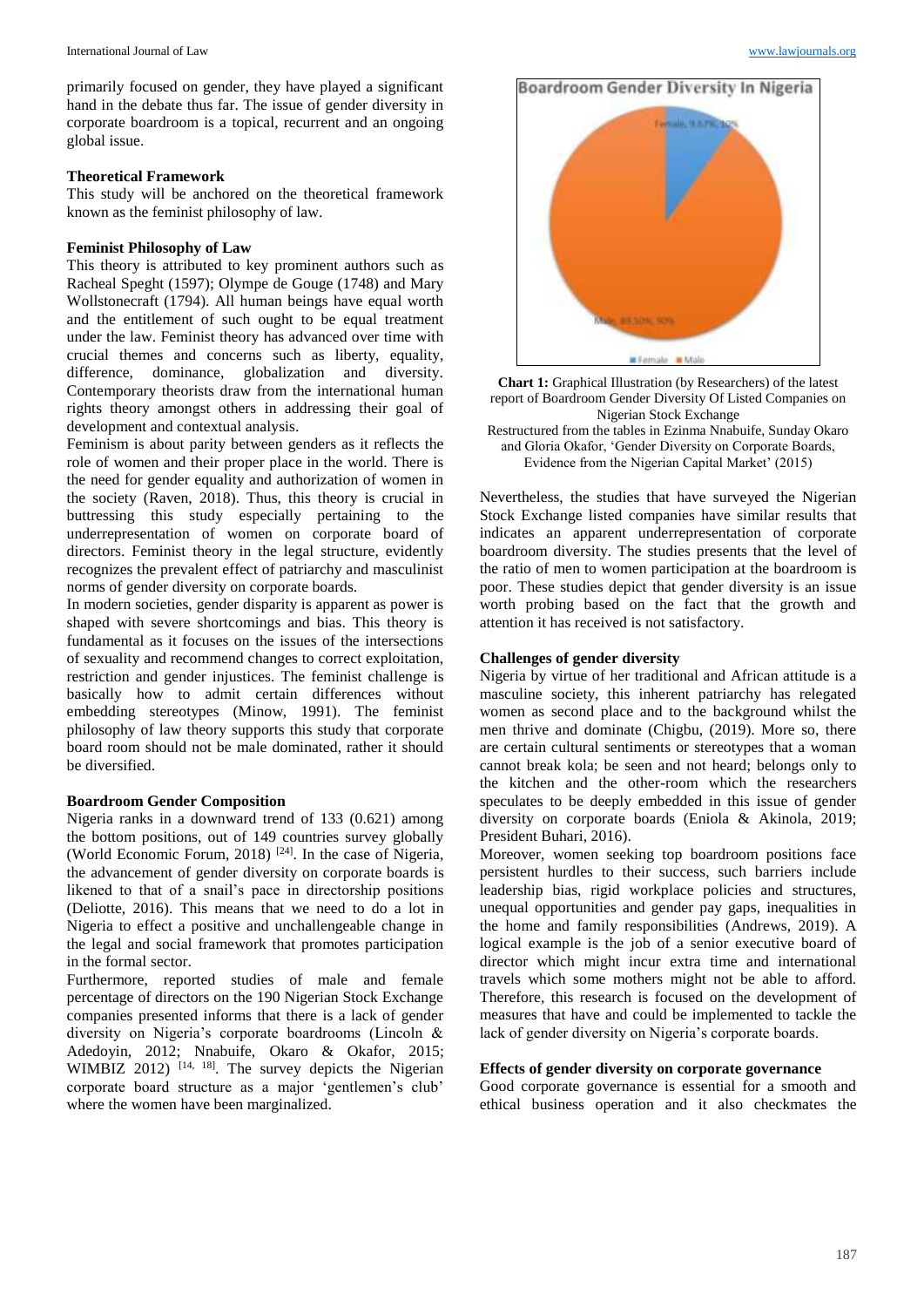primarily focused on gender, they have played a significant hand in the debate thus far. The issue of gender diversity in corporate boardroom is a topical, recurrent and an ongoing global issue.

### Theoretical Framework

This study will be anchored on the theoretical framework known as the feminist philosophy of law.

### Feminist Philosophy of Law

This theory is attributed to key prominent authors such as Racheal Speght (1597); Olympe de Gouge (1748) and Mary Wollstonecraft (1794). All human beings have equal worth and the entitlement of such ought to be equal treatment under the law. Feminist theory has advanced over time with crucial themes and concerns such as liberty, equality, difference, dominance, globalization and diversity. Contemporary theorists draw from the international human rights theory amongst others in addressing their goal of development and contextual analysis.

Feminism is about parity between genders as it reflects the role of women and their proper place in the world. There is the need for gender equality and authorization of women in the society (Raven, 2018). Thus, this theory is crucial in buttressing this study especially pertaining to the underrepresentation of women on corporate board of directors. Feminist theory in the legal structure, evidently recognizes the prevalent effect of patriarchy and masculinist norms of gender diversity on corporate boards.

In modern societies, gender disparity is apparent as power is shaped with severe shortcomings and bias. This theory is fundamental as it focuses on the issues of the intersections of sexuality and recommend changes to correct exploitation, restriction and gender injustices. The feminist challenge is basically how to admit certain differences without embedding stereotypes (Minow, 1991). The feminist philosophy of law theory supports this study that corporate board room should not be male dominated, rather it should be diversified.

### Boardroom Gender Composition

Nigeria ranks in a downward trend of 133 (0.621) among the bottom positions, out of 149 countries survey globally (World Economic Forum, 2018) [24]. In the case of Nigeria, the advancement of gender diversity on corporate boards is likened to that of a snail's pace in directorship positions (Deliotte, 2016). This means that we need to do a lot in Nigeria to effect a positive and unchallengeable change in the legal and social framework that promotes participation in the formal sector.

Furthermore, reported studies of male and female percentage of directors on the 190 Nigerian Stock Exchange companies presented informs that there is a lack of gender diversity on Nigeria's corporate boardrooms (Lincoln & Adedoyin, 2012; Nnabuife, Okaro & Okafor, 2015; WIMBIZ 2012) [14, 18]. The survey depicts the Nigerian corporate board structure as a major 'gentlemen's club' where the women have been marginalized.

**Boardroom Gender Diversity In Nigeria**

Female, 9.67%, 10%

Male, 89.50%, 90%

■ Female ■ Male

**Chart 1:** Graphical Illustration (by Researchers) of the latest report of Boardroom Gender Diversity Of Listed Companies on Nigerian Stock Exchange
Restructured from the tables in Ezinma Nnabuife, Sunday Okaro and Gloria Okafor, 'Gender Diversity on Corporate Boards, Evidence from the Nigerian Capital Market' (2015)

Nevertheless, the studies that have surveyed the Nigerian Stock Exchange listed companies have similar results that indicates an apparent underrepresentation of corporate boardroom diversity. The studies presents that the level of the ratio of men to women participation at the boardroom is poor. These studies depict that gender diversity is an issue worth probing based on the fact that the growth and attention it has received is not satisfactory.

### Challenges of gender diversity

Nigeria by virtue of her traditional and African attitude is a masculine society, this inherent patriarchy has relegated women as second place and to the background whilst the men thrive and dominate (Chigbu, (2019). More so, there are certain cultural sentiments or stereotypes that a woman cannot break kola; be seen and not heard; belongs only to the kitchen and the other-room which the researchers speculates to be deeply embedded in this issue of gender diversity on corporate boards (Eniola & Akinola, 2019; President Buhari, 2016).

Moreover, women seeking top boardroom positions face persistent hurdles to their success, such barriers include leadership bias, rigid workplace policies and structures, unequal opportunities and gender pay gaps, inequalities in the home and family responsibilities (Andrews, 2019). A logical example is the job of a senior executive board of director which might incur extra time and international travels which some mothers might not be able to afford. Therefore, this research is focused on the development of measures that have and could be implemented to tackle the lack of gender diversity on Nigeria's corporate boards.

### Effects of gender diversity on corporate governance

Good corporate governance is essential for a smooth and ethical business operation and it also checkmates the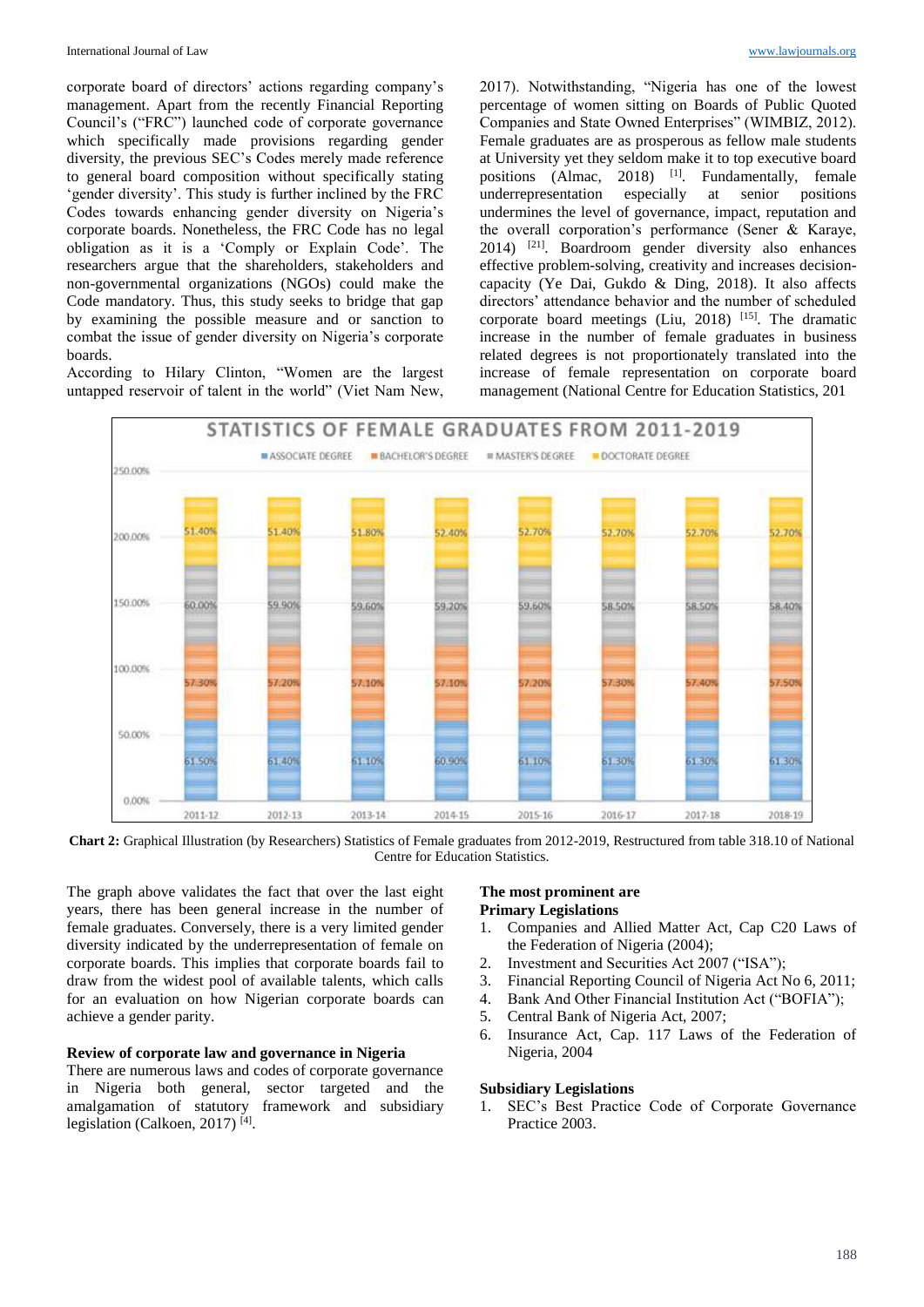corporate board of directors' actions regarding company's management. Apart from the recently Financial Reporting Council's ("FRC") launched code of corporate governance which specifically made provisions regarding gender diversity, the previous SEC's Codes merely made reference to general board composition without specifically stating 'gender diversity'. This study is further inclined by the FRC Codes towards enhancing gender diversity on Nigeria's corporate boards. Nonetheless, the FRC Code has no legal obligation as it is a 'Comply or Explain Code'. The researchers argue that the shareholders, stakeholders and non-governmental organizations (NGOs) could make the Code mandatory. Thus, this study seeks to bridge that gap by examining the possible measure and or sanction to combat the issue of gender diversity on Nigeria's corporate boards.

According to Hilary Clinton, "Women are the largest untapped reservoir of talent in the world" (Viet Nam New, 2017). Notwithstanding, "Nigeria has one of the lowest percentage of women sitting on Boards of Public Quoted Companies and State Owned Enterprises" (WIMBIZ, 2012). Female graduates are as prosperous as fellow male students at University yet they seldom make it to top executive board positions (Almac, 2018) [1]. Fundamentally, female underrepresentation especially at senior positions undermines the level of governance, impact, reputation and the overall corporation's performance (Sener & Karaye, 2014) [21]. Boardroom gender diversity also enhances effective problem-solving, creativity and increases decision-capacity (Ye Dai, Gukdo & Ding, 2018). It also affects directors' attendance behavior and the number of scheduled corporate board meetings (Liu, 2018) [15]. The dramatic increase in the number of female graduates in business related degrees is not proportionately translated into the increase of female representation on corporate board management (National Centre for Education Statistics, 201

**Chart 2:** Graphical Illustration (by Researchers) Statistics of Female graduates from 2012-2019, Restructured from table 318.10 of National Centre for Education Statistics.

The graph above validates the fact that over the last eight years, there has been general increase in the number of female graduates. Conversely, there is a very limited gender diversity indicated by the underrepresentation of female on corporate boards. This implies that corporate boards fail to draw from the widest pool of available talents, which calls for an evaluation on how Nigerian corporate boards can achieve a gender parity.

## Review of corporate law and governance in Nigeria

There are numerous laws and codes of corporate governance in Nigeria both general, sector targeted and the amalgamation of statutory framework and subsidiary legislation (Calkoen, 2017) [4].

**The most prominent are**

**Primary Legislations**

1. Companies and Allied Matter Act, Cap C20 Laws of the Federation of Nigeria (2004);
2. Investment and Securities Act 2007 ("ISA");
3. Financial Reporting Council of Nigeria Act No 6, 2011;
4. Bank And Other Financial Institution Act ("BOFIA");
5. Central Bank of Nigeria Act, 2007;
6. Insurance Act, Cap. 117 Laws of the Federation of Nigeria, 2004

**Subsidiary Legislations**

1. SEC's Best Practice Code of Corporate Governance Practice 2003.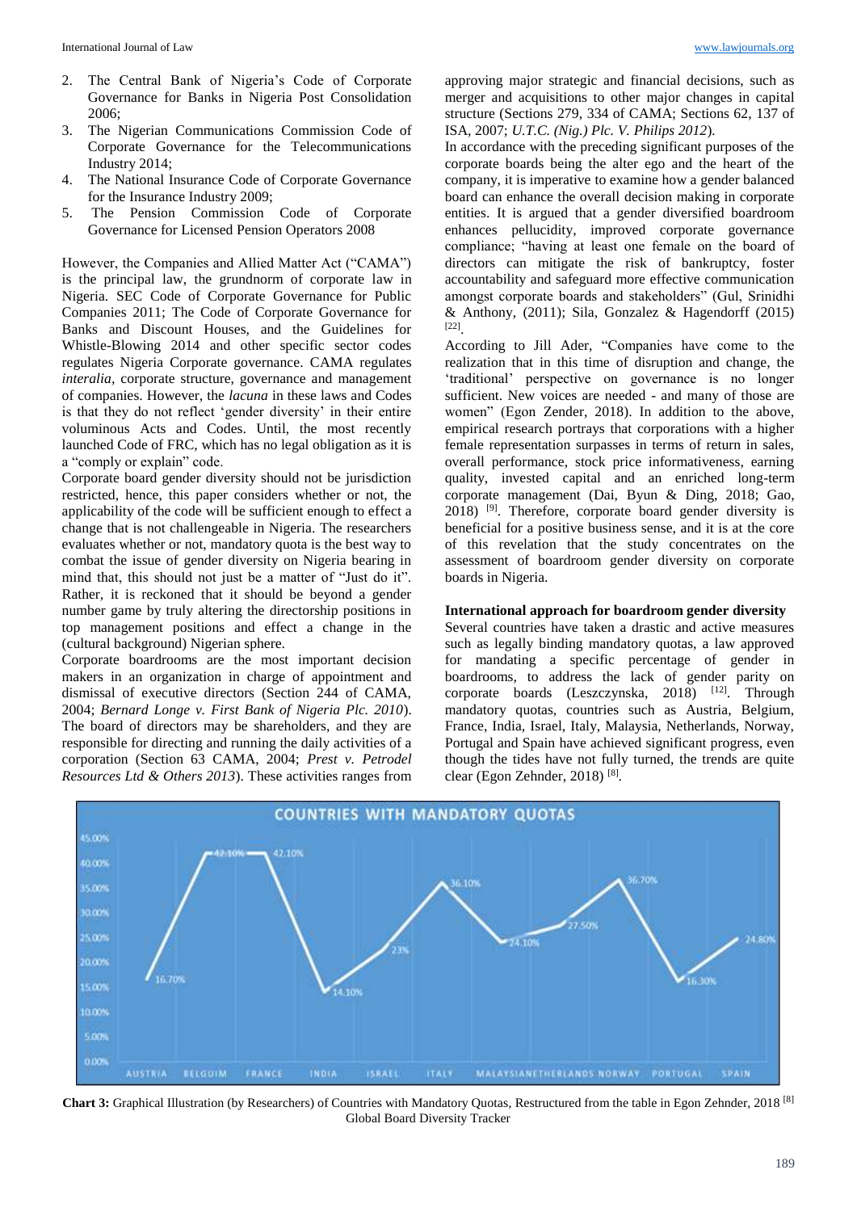2. The Central Bank of Nigeria's Code of Corporate Governance for Banks in Nigeria Post Consolidation 2006;
3. The Nigerian Communications Commission Code of Corporate Governance for the Telecommunications Industry 2014;
4. The National Insurance Code of Corporate Governance for the Insurance Industry 2009;
5. The Pension Commission Code of Corporate Governance for Licensed Pension Operators 2008

However, the Companies and Allied Matter Act ("CAMA") is the principal law, the grundnorm of corporate law in Nigeria. SEC Code of Corporate Governance for Public Companies 2011; The Code of Corporate Governance for Banks and Discount Houses, and the Guidelines for Whistle-Blowing 2014 and other specific sector codes regulates Nigeria Corporate governance. CAMA regulates *interalia*, corporate structure, governance and management of companies. However, the *lacuna* in these laws and Codes is that they do not reflect 'gender diversity' in their entire voluminous Acts and Codes. Until, the most recently launched Code of FRC, which has no legal obligation as it is a "comply or explain" code.

Corporate board gender diversity should not be jurisdiction restricted, hence, this paper considers whether or not, the applicability of the code will be sufficient enough to effect a change that is not challengeable in Nigeria. The researchers evaluates whether or not, mandatory quota is the best way to combat the issue of gender diversity on Nigeria bearing in mind that, this should not just be a matter of "Just do it". Rather, it is reckoned that it should be beyond a gender number game by truly altering the directorship positions in top management positions and effect a change in the (cultural background) Nigerian sphere.

Corporate boardrooms are the most important decision makers in an organization in charge of appointment and dismissal of executive directors (Section 244 of CAMA, 2004; *Bernard Longe v. First Bank of Nigeria Plc. 2010*). The board of directors may be shareholders, and they are responsible for directing and running the daily activities of a corporation (Section 63 CAMA, 2004; *Prest v. Petrodel Resources Ltd & Others 2013*). These activities ranges from approving major strategic and financial decisions, such as merger and acquisitions to other major changes in capital structure (Sections 279, 334 of CAMA; Sections 62, 137 of ISA, 2007; *U.T.C. (Nig.) Plc. V. Philips 2012*).

In accordance with the preceding significant purposes of the corporate boards being the alter ego and the heart of the company, it is imperative to examine how a gender balanced board can enhance the overall decision making in corporate entities. It is argued that a gender diversified boardroom enhances pellucidity, improved corporate governance compliance; "having at least one female on the board of directors can mitigate the risk of bankruptcy, foster accountability and safeguard more effective communication amongst corporate boards and stakeholders" (Gul, Srinidhi & Anthony, (2011); Sila, Gonzalez & Hagendorff (2015) [22].

According to Jill Ader, "Companies have come to the realization that in this time of disruption and change, the 'traditional' perspective on governance is no longer sufficient. New voices are needed - and many of those are women" (Egon Zender, 2018). In addition to the above, empirical research portrays that corporations with a higher female representation surpasses in terms of return in sales, overall performance, stock price informativeness, earning quality, invested capital and an enriched long-term corporate management (Dai, Byun & Ding, 2018; Gao, 2018) [9]. Therefore, corporate board gender diversity is beneficial for a positive business sense, and it is at the core of this revelation that the study concentrates on the assessment of boardroom gender diversity on corporate boards in Nigeria.

**International approach for boardroom gender diversity**

Several countries have taken a drastic and active measures such as legally binding mandatory quotas, a law approved for mandating a specific percentage of gender in boardrooms, to address the lack of gender parity on corporate boards (Leszczynska, 2018) [12]. Through mandatory quotas, countries such as Austria, Belgium, France, India, Israel, Italy, Malaysia, Netherlands, Norway, Portugal and Spain have achieved significant progress, even though the tides have not fully turned, the trends are quite clear (Egon Zehnder, 2018) [8].

**Chart 3:** Graphical Illustration (by Researchers) of Countries with Mandatory Quotas, Restructured from the table in Egon Zehnder, 2018 [8] Global Board Diversity Tracker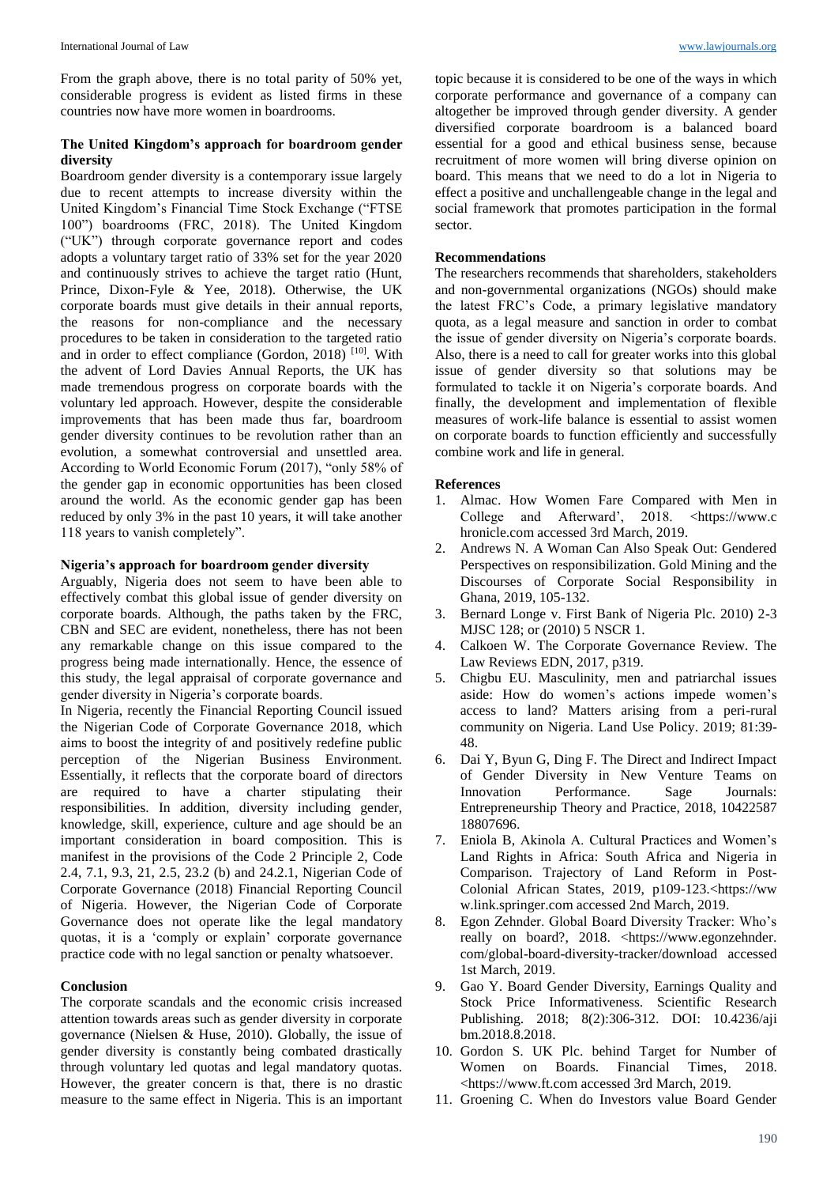From the graph above, there is no total parity of 50% yet, considerable progress is evident as listed firms in these countries now have more women in boardrooms.

### The United Kingdom's approach for boardroom gender diversity

Boardroom gender diversity is a contemporary issue largely due to recent attempts to increase diversity within the United Kingdom's Financial Time Stock Exchange ("FTSE 100") boardrooms (FRC, 2018). The United Kingdom ("UK") through corporate governance report and codes adopts a voluntary target ratio of 33% set for the year 2020 and continuously strives to achieve the target ratio (Hunt, Prince, Dixon-Fyle & Yee, 2018). Otherwise, the UK corporate boards must give details in their annual reports, the reasons for non-compliance and the necessary procedures to be taken in consideration to the targeted ratio and in order to effect compliance (Gordon, 2018) [10]. With the advent of Lord Davies Annual Reports, the UK has made tremendous progress on corporate boards with the voluntary led approach. However, despite the considerable improvements that has been made thus far, boardroom gender diversity continues to be revolution rather than an evolution, a somewhat controversial and unsettled area. According to World Economic Forum (2017), "only 58% of the gender gap in economic opportunities has been closed around the world. As the economic gender gap has been reduced by only 3% in the past 10 years, it will take another 118 years to vanish completely".

### Nigeria's approach for boardroom gender diversity

Arguably, Nigeria does not seem to have been able to effectively combat this global issue of gender diversity on corporate boards. Although, the paths taken by the FRC, CBN and SEC are evident, nonetheless, there has not been any remarkable change on this issue compared to the progress being made internationally. Hence, the essence of this study, the legal appraisal of corporate governance and gender diversity in Nigeria's corporate boards.

In Nigeria, recently the Financial Reporting Council issued the Nigerian Code of Corporate Governance 2018, which aims to boost the integrity of and positively redefine public perception of the Nigerian Business Environment. Essentially, it reflects that the corporate board of directors are required to have a charter stipulating their responsibilities. In addition, diversity including gender, knowledge, skill, experience, culture and age should be an important consideration in board composition. This is manifest in the provisions of the Code 2 Principle 2, Code 2.4, 7.1, 9.3, 21, 2.5, 23.2 (b) and 24.2.1, Nigerian Code of Corporate Governance (2018) Financial Reporting Council of Nigeria. However, the Nigerian Code of Corporate Governance does not operate like the legal mandatory quotas, it is a 'comply or explain' corporate governance practice code with no legal sanction or penalty whatsoever.

### Conclusion

The corporate scandals and the economic crisis increased attention towards areas such as gender diversity in corporate governance (Nielsen & Huse, 2010). Globally, the issue of gender diversity is constantly being combated drastically through voluntary led quotas and legal mandatory quotas. However, the greater concern is that, there is no drastic measure to the same effect in Nigeria. This is an important topic because it is considered to be one of the ways in which corporate performance and governance of a company can altogether be improved through gender diversity. A gender diversified corporate boardroom is a balanced board essential for a good and ethical business sense, because recruitment of more women will bring diverse opinion on board. This means that we need to do a lot in Nigeria to effect a positive and unchallengeable change in the legal and social framework that promotes participation in the formal sector.

### Recommendations

The researchers recommends that shareholders, stakeholders and non-governmental organizations (NGOs) should make the latest FRC's Code, a primary legislative mandatory quota, as a legal measure and sanction in order to combat the issue of gender diversity on Nigeria's corporate boards. Also, there is a need to call for greater works into this global issue of gender diversity so that solutions may be formulated to tackle it on Nigeria's corporate boards. And finally, the development and implementation of flexible measures of work-life balance is essential to assist women on corporate boards to function efficiently and successfully combine work and life in general.

### References

1. Almac. How Women Fare Compared with Men in College and Afterward', 2018. <https://www.chronicle.com accessed 3rd March, 2019.
2. Andrews N. A Woman Can Also Speak Out: Gendered Perspectives on responsibilization. Gold Mining and the Discourses of Corporate Social Responsibility in Ghana, 2019, 105-132.
3. Bernard Longe v. First Bank of Nigeria Plc. 2010) 2-3 MJSC 128; or (2010) 5 NSCR 1.
4. Calkoen W. The Corporate Governance Review. The Law Reviews EDN, 2017, p319.
5. Chigbu EU. Masculinity, men and patriarchal issues aside: How do women's actions impede women's access to land? Matters arising from a peri-rural community on Nigeria. Land Use Policy. 2019; 81:39-48.
6. Dai Y, Byun G, Ding F. The Direct and Indirect Impact of Gender Diversity in New Venture Teams on Innovation Performance. Sage Journals: Entrepreneurship Theory and Practice, 2018, 1042258718807696.
7. Eniola B, Akinola A. Cultural Practices and Women's Land Rights in Africa: South Africa and Nigeria in Comparison. Trajectory of Land Reform in Post-Colonial African States, 2019, p109-123.<https://www.link.springer.com accessed 2nd March, 2019.
8. Egon Zehnder. Global Board Diversity Tracker: Who's really on board?, 2018. <https://www.egonzehnder.com/global-board-diversity-tracker/download accessed 1st March, 2019.
9. Gao Y. Board Gender Diversity, Earnings Quality and Stock Price Informativeness. Scientific Research Publishing. 2018; 8(2):306-312. DOI: 10.4236/ajibm.2018.8.2018.
10. Gordon S. UK Plc. behind Target for Number of Women on Boards. Financial Times, 2018. <https://www.ft.com accessed 3rd March, 2019.
11. Groening C. When do Investors value Board Gender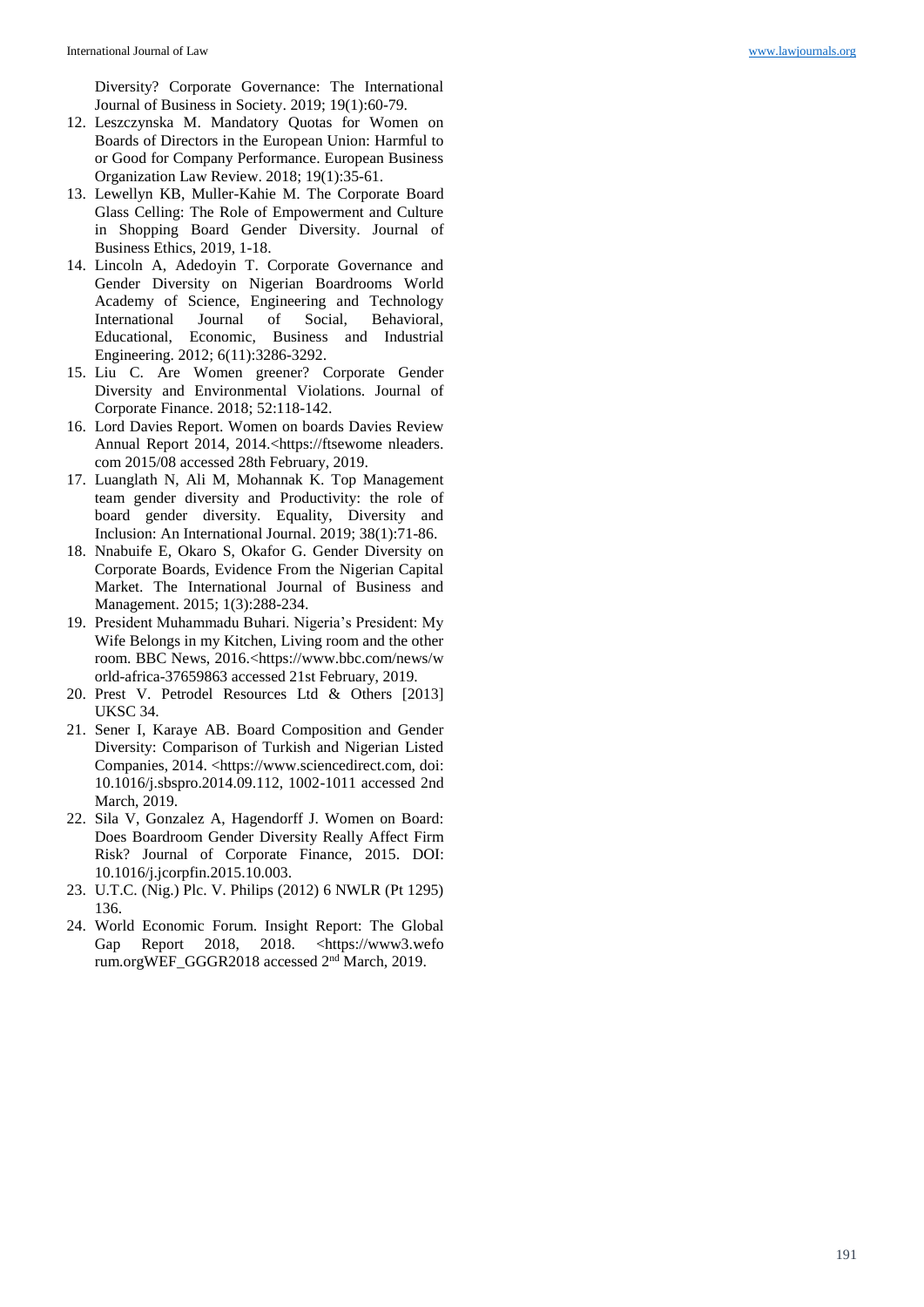Diversity? Corporate Governance: The International Journal of Business in Society. 2019; 19(1):60-79.

12. Leszczynska M. Mandatory Quotas for Women on Boards of Directors in the European Union: Harmful to or Good for Company Performance. European Business Organization Law Review. 2018; 19(1):35-61.
13. Lewellyn KB, Muller-Kahie M. The Corporate Board Glass Celling: The Role of Empowerment and Culture in Shopping Board Gender Diversity. Journal of Business Ethics, 2019, 1-18.
14. Lincoln A, Adedoyin T. Corporate Governance and Gender Diversity on Nigerian Boardrooms World Academy of Science, Engineering and Technology International Journal of Social, Behavioral, Educational, Economic, Business and Industrial Engineering. 2012; 6(11):3286-3292.
15. Liu C. Are Women greener? Corporate Gender Diversity and Environmental Violations. Journal of Corporate Finance. 2018; 52:118-142.
16. Lord Davies Report. Women on boards Davies Review Annual Report 2014, 2014.<https://ftsewome nleaders. com 2015/08 accessed 28th February, 2019.
17. Luanglath N, Ali M, Mohannak K. Top Management team gender diversity and Productivity: the role of board gender diversity. Equality, Diversity and Inclusion: An International Journal. 2019; 38(1):71-86.
18. Nnabuife E, Okaro S, Okafor G. Gender Diversity on Corporate Boards, Evidence From the Nigerian Capital Market. The International Journal of Business and Management. 2015; 1(3):288-234.
19. President Muhammadu Buhari. Nigeria's President: My Wife Belongs in my Kitchen, Living room and the other room. BBC News, 2016.<https://www.bbc.com/news/world-africa-37659863 accessed 21st February, 2019.
20. Prest V. Petrodel Resources Ltd & Others [2013] UKSC 34.
21. Sener I, Karaye AB. Board Composition and Gender Diversity: Comparison of Turkish and Nigerian Listed Companies, 2014. <https://www.sciencedirect.com, doi: 10.1016/j.sbspro.2014.09.112, 1002-1011 accessed 2nd March, 2019.
22. Sila V, Gonzalez A, Hagendorff J. Women on Board: Does Boardroom Gender Diversity Really Affect Firm Risk? Journal of Corporate Finance, 2015. DOI: 10.1016/j.jcorpfin.2015.10.003.
23. U.T.C. (Nig.) Plc. V. Philips (2012) 6 NWLR (Pt 1295) 136.
24. World Economic Forum. Insight Report: The Global Gap Report 2018, 2018. <https://www3.weforum.orgWEF_GGGR2018 accessed 2nd March, 2019.